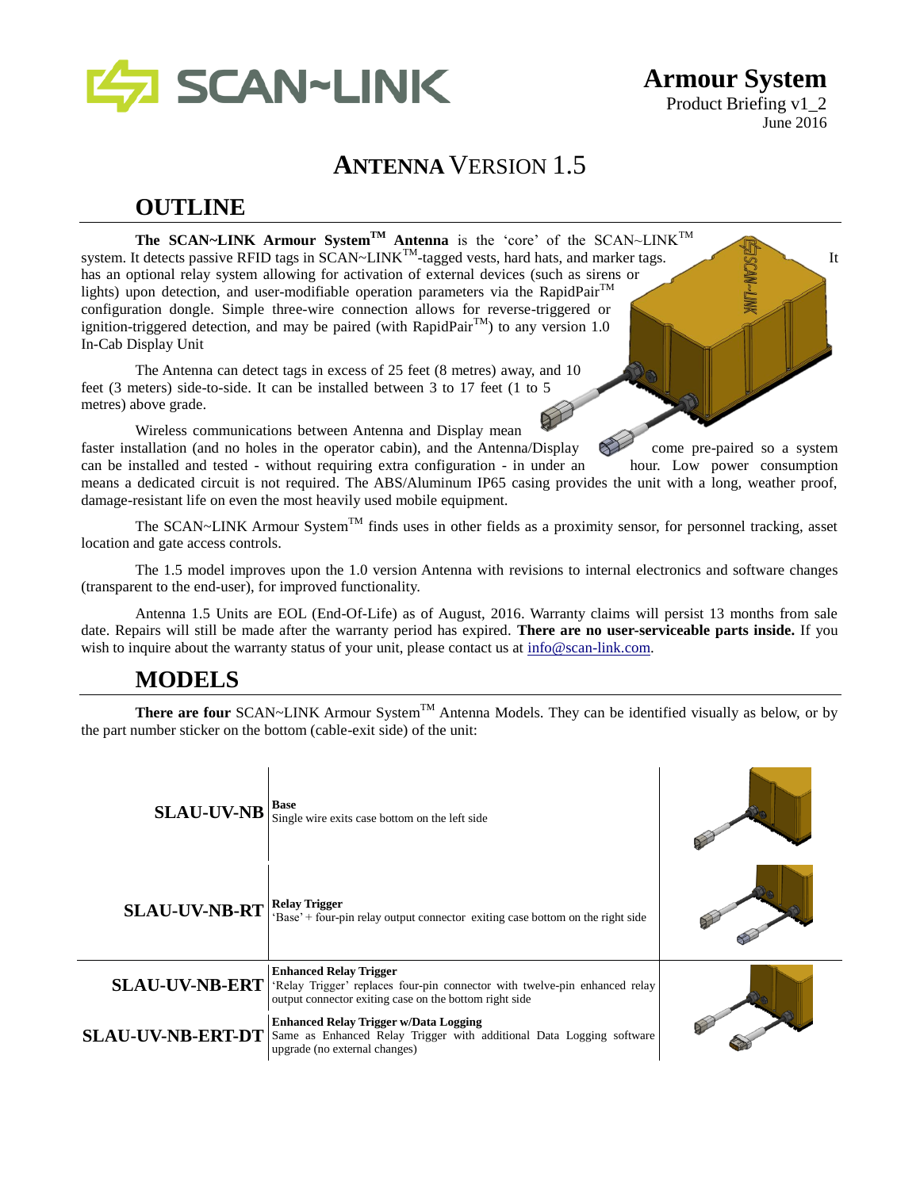# Armour System

Product Briefing v1_2
June 2016

# ANTENNA VERSION 1.5

## OUTLINE

**The SCAN~LINK Armour System™ Antenna** is the 'core' of the SCAN~LINK™ system. It detects passive RFID tags in SCAN~LINK™-tagged vests, hard hats, and marker tags. It has an optional relay system allowing for activation of external devices (such as sirens or lights) upon detection, and user-modifiable operation parameters via the RapidPair™ configuration dongle. Simple three-wire connection allows for reverse-triggered or ignition-triggered detection, and may be paired (with RapidPair™) to any version 1.0 In-Cab Display Unit

The Antenna can detect tags in excess of 25 feet (8 metres) away, and 10 feet (3 meters) side-to-side. It can be installed between 3 to 17 feet (1 to 5 metres) above grade.

Wireless communications between Antenna and Display mean faster installation (and no holes in the operator cabin), and the Antenna/Display come pre-paired so a system can be installed and tested - without requiring extra configuration - in under an hour. Low power consumption means a dedicated circuit is not required. The ABS/Aluminum IP65 casing provides the unit with a long, weather proof, damage-resistant life on even the most heavily used mobile equipment.

The SCAN~LINK Armour System™ finds uses in other fields as a proximity sensor, for personnel tracking, asset location and gate access controls.

The 1.5 model improves upon the 1.0 version Antenna with revisions to internal electronics and software changes (transparent to the end-user), for improved functionality.

Antenna 1.5 Units are EOL (End-Of-Life) as of August, 2016. Warranty claims will persist 13 months from sale date. Repairs will still be made after the warranty period has expired. **There are no user-serviceable parts inside.** If you wish to inquire about the warranty status of your unit, please contact us at info@scan-link.com.

## MODELS

**There are four** SCAN~LINK Armour System™ Antenna Models. They can be identified visually as below, or by the part number sticker on the bottom (cable-exit side) of the unit:

| Model | Description |
|---|---|
| **SLAU-UV-NB** | **Base**<br>Single wire exits case bottom on the left side |
| **SLAU-UV-NB-RT** | **Relay Trigger**<br>'Base' + four-pin relay output connector exiting case bottom on the right side |
| **SLAU-UV-NB-ERT** | **Enhanced Relay Trigger**<br>'Relay Trigger' replaces four-pin connector with twelve-pin enhanced relay output connector exiting case on the bottom right side |
| **SLAU-UV-NB-ERT-DT** | **Enhanced Relay Trigger w/Data Logging**<br>Same as Enhanced Relay Trigger with additional Data Logging software upgrade (no external changes) |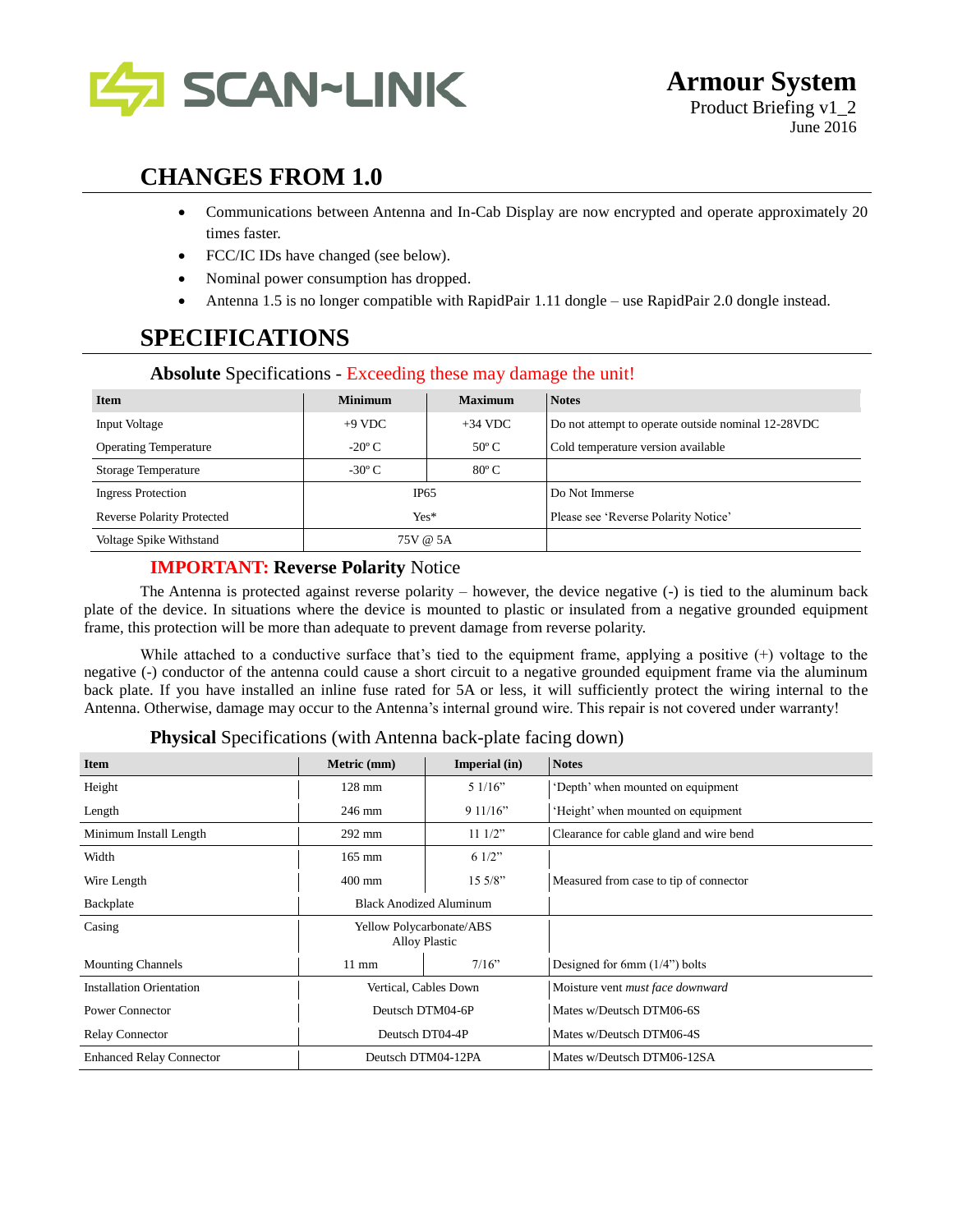**SCAN~LINK**

# Armour System

Product Briefing v1_2
June 2016

## CHANGES FROM 1.0

- Communications between Antenna and In-Cab Display are now encrypted and operate approximately 20 times faster.
- FCC/IC IDs have changed (see below).
- Nominal power consumption has dropped.
- Antenna 1.5 is no longer compatible with RapidPair 1.11 dongle – use RapidPair 2.0 dongle instead.

## SPECIFICATIONS

### **Absolute** Specifications - Exceeding these may damage the unit!

| Item | Minimum | Maximum | Notes |
|---|---|---|---|
| Input Voltage | +9 VDC | +34 VDC | Do not attempt to operate outside nominal 12-28VDC |
| Operating Temperature | -20º C | 50º C | Cold temperature version available |
| Storage Temperature | -30º C | 80º C | |
| Ingress Protection | IP65 | | Do Not Immerse |
| Reverse Polarity Protected | Yes* | | Please see 'Reverse Polarity Notice' |
| Voltage Spike Withstand | 75V @ 5A | | |

### IMPORTANT: **Reverse Polarity** Notice

The Antenna is protected against reverse polarity – however, the device negative (-) is tied to the aluminum back plate of the device. In situations where the device is mounted to plastic or insulated from a negative grounded equipment frame, this protection will be more than adequate to prevent damage from reverse polarity.

While attached to a conductive surface that's tied to the equipment frame, applying a positive (+) voltage to the negative (-) conductor of the antenna could cause a short circuit to a negative grounded equipment frame via the aluminum back plate. If you have installed an inline fuse rated for 5A or less, it will sufficiently protect the wiring internal to the Antenna. Otherwise, damage may occur to the Antenna's internal ground wire. This repair is not covered under warranty!

### **Physical** Specifications (with Antenna back-plate facing down)

| Item | Metric (mm) | Imperial (in) | Notes |
|---|---|---|---|
| Height | 128 mm | 5 1/16" | 'Depth' when mounted on equipment |
| Length | 246 mm | 9 11/16" | 'Height' when mounted on equipment |
| Minimum Install Length | 292 mm | 11 1/2" | Clearance for cable gland and wire bend |
| Width | 165 mm | 6 1/2" | |
| Wire Length | 400 mm | 15 5/8" | Measured from case to tip of connector |
| Backplate | Black Anodized Aluminum | | |
| Casing | Yellow Polycarbonate/ABS Alloy Plastic | | |
| Mounting Channels | 11 mm | 7/16" | Designed for 6mm (1/4") bolts |
| Installation Orientation | Vertical, Cables Down | | Moisture vent *must face downward* |
| Power Connector | Deutsch DTM04-6P | | Mates w/Deutsch DTM06-6S |
| Relay Connector | Deutsch DT04-4P | | Mates w/Deutsch DTM06-4S |
| Enhanced Relay Connector | Deutsch DTM04-12PA | | Mates w/Deutsch DTM06-12SA |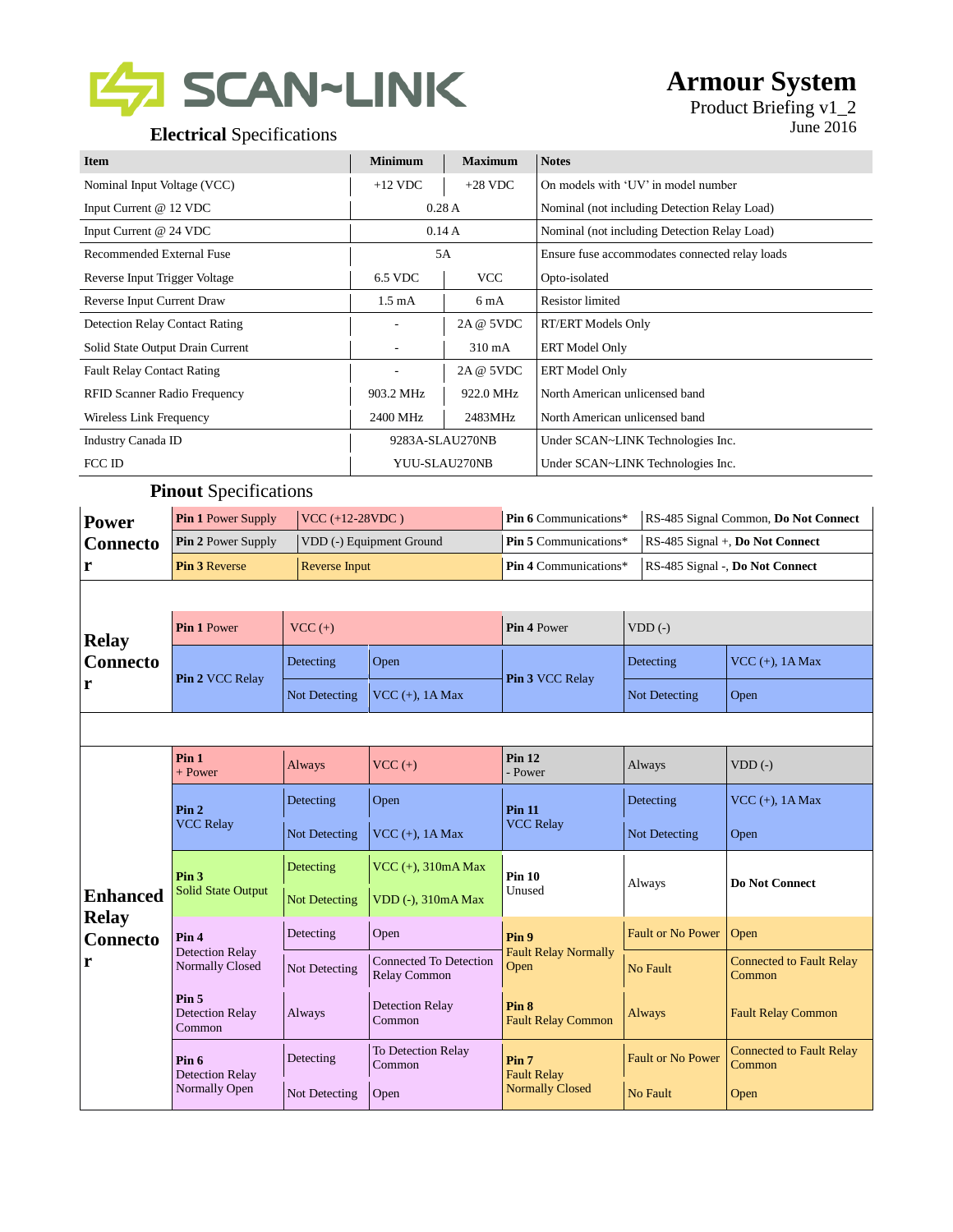# SCAN~LINK

**Armour System**
Product Briefing v1_2
June 2016

## **Electrical** Specifications

| Item | Minimum | Maximum | Notes |
|---|---|---|---|
| Nominal Input Voltage (VCC) | +12 VDC | +28 VDC | On models with 'UV' in model number |
| Input Current @ 12 VDC | 0.28 A | | Nominal (not including Detection Relay Load) |
| Input Current @ 24 VDC | 0.14 A | | Nominal (not including Detection Relay Load) |
| Recommended External Fuse | 5A | | Ensure fuse accommodates connected relay loads |
| Reverse Input Trigger Voltage | 6.5 VDC | VCC | Opto-isolated |
| Reverse Input Current Draw | 1.5 mA | 6 mA | Resistor limited |
| Detection Relay Contact Rating | - | 2A @ 5VDC | RT/ERT Models Only |
| Solid State Output Drain Current | - | 310 mA | ERT Model Only |
| Fault Relay Contact Rating | - | 2A @ 5VDC | ERT Model Only |
| RFID Scanner Radio Frequency | 903.2 MHz | 922.0 MHz | North American unlicensed band |
| Wireless Link Frequency | 2400 MHz | 2483MHz | North American unlicensed band |
| Industry Canada ID | 9283A-SLAU270NB | | Under SCAN~LINK Technologies Inc. |
| FCC ID | YUU-SLAU270NB | | Under SCAN~LINK Technologies Inc. |

## **Pinout** Specifications

### Power Connector

| Pin | Function | Pin | Function |
|---|---|---|---|
| **Pin 1** Power Supply | VCC (+12-28VDC ) | **Pin 6** Communications* | RS-485 Signal Common, **Do Not Connect** |
| **Pin 2** Power Supply | VDD (-) Equipment Ground | **Pin 5** Communications* | RS-485 Signal +, **Do Not Connect** |
| **Pin 3** Reverse | Reverse Input | **Pin 4** Communications* | RS-485 Signal -, **Do Not Connect** |

### Relay Connector

| Pin | State | Function | Pin | State | Function |
|---|---|---|---|---|---|
| **Pin 1** Power | | VCC (+) | **Pin 4** Power | | VDD (-) |
| **Pin 2** VCC Relay | Detecting | Open | **Pin 3** VCC Relay | Detecting | VCC (+), 1A Max |
| | Not Detecting | VCC (+), 1A Max | | Not Detecting | Open |

### Enhanced Relay Connector

| Pin | State | Function | Pin | State | Function |
|---|---|---|---|---|---|
| **Pin 1** + Power | Always | VCC (+) | **Pin 12** - Power | Always | VDD (-) |
| **Pin 2** VCC Relay | Detecting | Open | **Pin 11** VCC Relay | Detecting | VCC (+), 1A Max |
| | Not Detecting | VCC (+), 1A Max | | Not Detecting | Open |
| **Pin 3** Solid State Output | Detecting | VCC (+), 310mA Max | **Pin 10** Unused | Always | **Do Not Connect** |
| | Not Detecting | VDD (-), 310mA Max | | | |
| **Pin 4** Detection Relay Normally Closed | Detecting | Open | **Pin 9** Fault Relay Normally Open | Fault or No Power | Open |
| | Not Detecting | Connected To Detection Relay Common | | No Fault | Connected to Fault Relay Common |
| **Pin 5** Detection Relay Common | Always | Detection Relay Common | **Pin 8** Fault Relay Common | Always | Fault Relay Common |
| **Pin 6** Detection Relay Normally Open | Detecting | To Detection Relay Common | **Pin 7** Fault Relay Normally Closed | Fault or No Power | Connected to Fault Relay Common |
| | Not Detecting | Open | | No Fault | Open |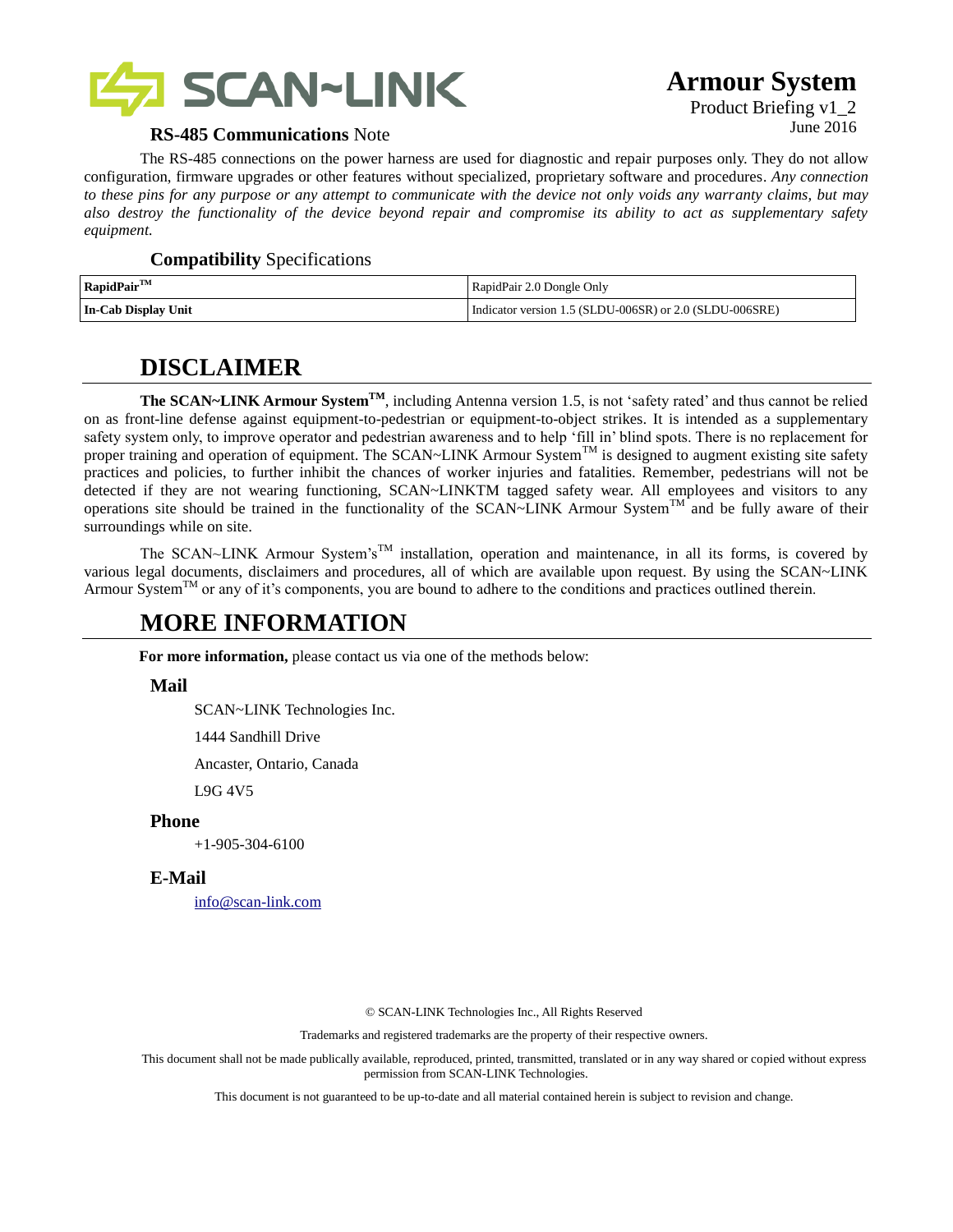**RS-485 Communications** Note

The RS-485 connections on the power harness are used for diagnostic and repair purposes only. They do not allow configuration, firmware upgrades or other features without specialized, proprietary software and procedures. *Any connection to these pins for any purpose or any attempt to communicate with the device not only voids any warranty claims, but may also destroy the functionality of the device beyond repair and compromise its ability to act as supplementary safety equipment.*

**Compatibility** Specifications

| | |
|---|---|
| **RapidPair™** | RapidPair 2.0 Dongle Only |
| **In-Cab Display Unit** | Indicator version 1.5 (SLDU-006SR) or 2.0 (SLDU-006SRE) |

# DISCLAIMER

**The SCAN~LINK Armour System™**, including Antenna version 1.5, is not 'safety rated' and thus cannot be relied on as front-line defense against equipment-to-pedestrian or equipment-to-object strikes. It is intended as a supplementary safety system only, to improve operator and pedestrian awareness and to help 'fill in' blind spots. There is no replacement for proper training and operation of equipment. The SCAN~LINK Armour System™ is designed to augment existing site safety practices and policies, to further inhibit the chances of worker injuries and fatalities. Remember, pedestrians will not be detected if they are not wearing functioning, SCAN~LINKTM tagged safety wear. All employees and visitors to any operations site should be trained in the functionality of the SCAN~LINK Armour System™ and be fully aware of their surroundings while on site.

The SCAN~LINK Armour System's™ installation, operation and maintenance, in all its forms, is covered by various legal documents, disclaimers and procedures, all of which are available upon request. By using the SCAN~LINK Armour System™ or any of it's components, you are bound to adhere to the conditions and practices outlined therein.

# MORE INFORMATION

**For more information,** please contact us via one of the methods below:

### Mail

SCAN~LINK Technologies Inc.

1444 Sandhill Drive

Ancaster, Ontario, Canada

L9G 4V5

### Phone

+1-905-304-6100

### E-Mail

info@scan-link.com

© SCAN-LINK Technologies Inc., All Rights Reserved

Trademarks and registered trademarks are the property of their respective owners.

This document shall not be made publically available, reproduced, printed, transmitted, translated or in any way shared or copied without express permission from SCAN-LINK Technologies.

This document is not guaranteed to be up-to-date and all material contained herein is subject to revision and change.